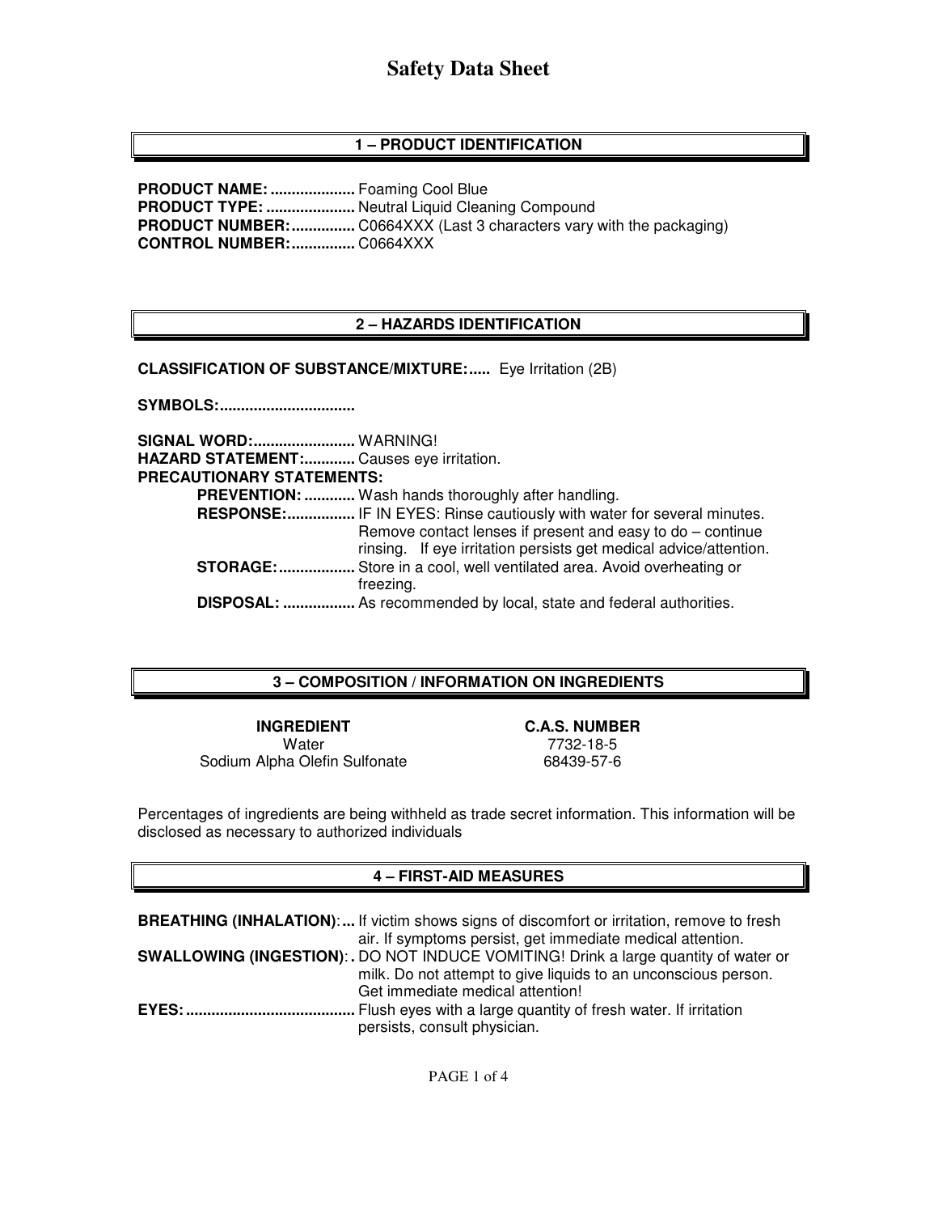# Safety Data Sheet

## 1 – PRODUCT IDENTIFICATION

**PRODUCT NAME:** .................... Foaming Cool Blue
**PRODUCT TYPE:** ..................... Neutral Liquid Cleaning Compound
**PRODUCT NUMBER:** ............... C0664XXX (Last 3 characters vary with the packaging)
**CONTROL NUMBER:** ............... C0664XXX

## 2 – HAZARDS IDENTIFICATION

**CLASSIFICATION OF SUBSTANCE/MIXTURE:.....** Eye Irritation (2B)

**SYMBOLS:................................**

**SIGNAL WORD:........................** WARNING!
**HAZARD STATEMENT:............** Causes eye irritation.
**PRECAUTIONARY STATEMENTS:**

- **PREVENTION: ............** Wash hands thoroughly after handling.
- **RESPONSE:................** IF IN EYES: Rinse cautiously with water for several minutes. Remove contact lenses if present and easy to do – continue rinsing. If eye irritation persists get medical advice/attention.
- **STORAGE:..................** Store in a cool, well ventilated area. Avoid overheating or freezing.
- **DISPOSAL: .................** As recommended by local, state and federal authorities.

## 3 – COMPOSITION / INFORMATION ON INGREDIENTS

| INGREDIENT | C.A.S. NUMBER |
|---|---|
| Water | 7732-18-5 |
| Sodium Alpha Olefin Sulfonate | 68439-57-6 |

Percentages of ingredients are being withheld as trade secret information. This information will be disclosed as necessary to authorized individuals

## 4 – FIRST-AID MEASURES

**BREATHING (INHALATION):...** If victim shows signs of discomfort or irritation, remove to fresh air. If symptoms persist, get immediate medical attention.
**SWALLOWING (INGESTION):.** DO NOT INDUCE VOMITING! Drink a large quantity of water or milk. Do not attempt to give liquids to an unconscious person. Get immediate medical attention!
**EYES:........................................** Flush eyes with a large quantity of fresh water. If irritation persists, consult physician.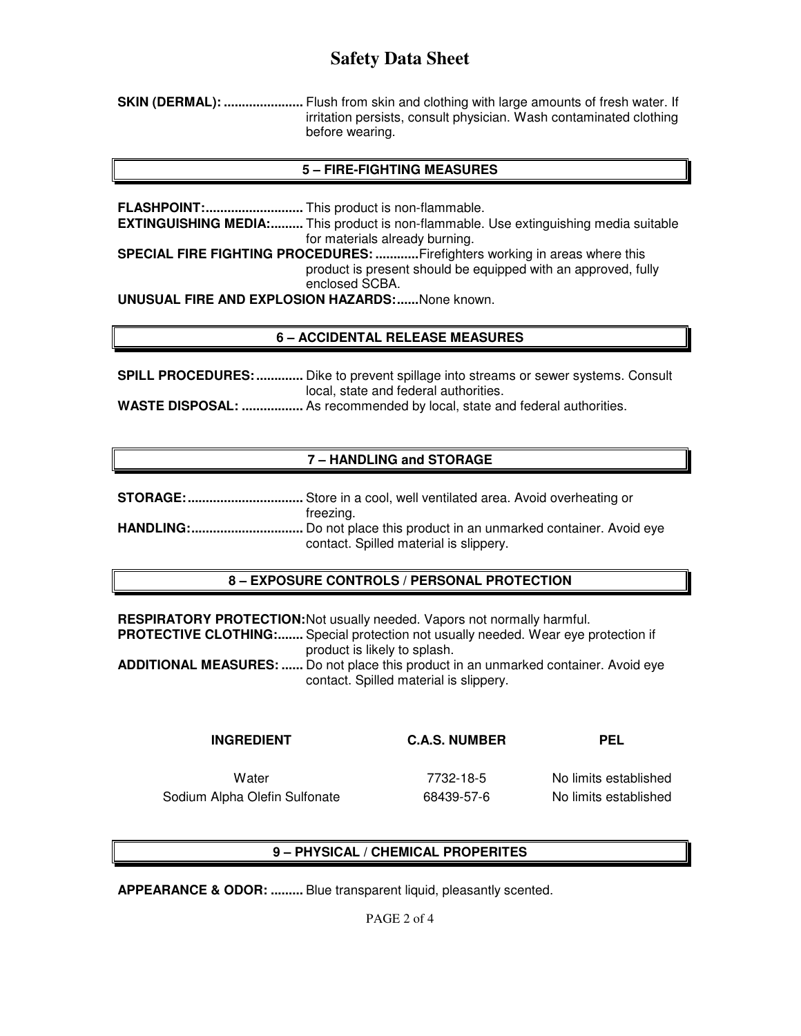**SKIN (DERMAL): ......................** Flush from skin and clothing with large amounts of fresh water. If irritation persists, consult physician. Wash contaminated clothing before wearing.

## 5 – FIRE-FIGHTING MEASURES

**FLASHPOINT:...........................** This product is non-flammable.
**EXTINGUISHING MEDIA:.........** This product is non-flammable. Use extinguishing media suitable for materials already burning.
**SPECIAL FIRE FIGHTING PROCEDURES: ............** Firefighters working in areas where this product is present should be equipped with an approved, fully enclosed SCBA.
**UNUSUAL FIRE AND EXPLOSION HAZARDS:......** None known.

## 6 – ACCIDENTAL RELEASE MEASURES

**SPILL PROCEDURES: .............** Dike to prevent spillage into streams or sewer systems. Consult local, state and federal authorities.
**WASTE DISPOSAL: .................** As recommended by local, state and federal authorities.

## 7 – HANDLING and STORAGE

**STORAGE:................................** Store in a cool, well ventilated area. Avoid overheating or freezing.
**HANDLING:...............................** Do not place this product in an unmarked container. Avoid eye contact. Spilled material is slippery.

## 8 – EXPOSURE CONTROLS / PERSONAL PROTECTION

**RESPIRATORY PROTECTION:** Not usually needed. Vapors not normally harmful.
**PROTECTIVE CLOTHING:.......** Special protection not usually needed. Wear eye protection if product is likely to splash.
**ADDITIONAL MEASURES: ......** Do not place this product in an unmarked container. Avoid eye contact. Spilled material is slippery.

| INGREDIENT | C.A.S. NUMBER | PEL |
|---|---|---|
| Water | 7732-18-5 | No limits established |
| Sodium Alpha Olefin Sulfonate | 68439-57-6 | No limits established |

## 9 – PHYSICAL / CHEMICAL PROPERITES

**APPEARANCE & ODOR: .........** Blue transparent liquid, pleasantly scented.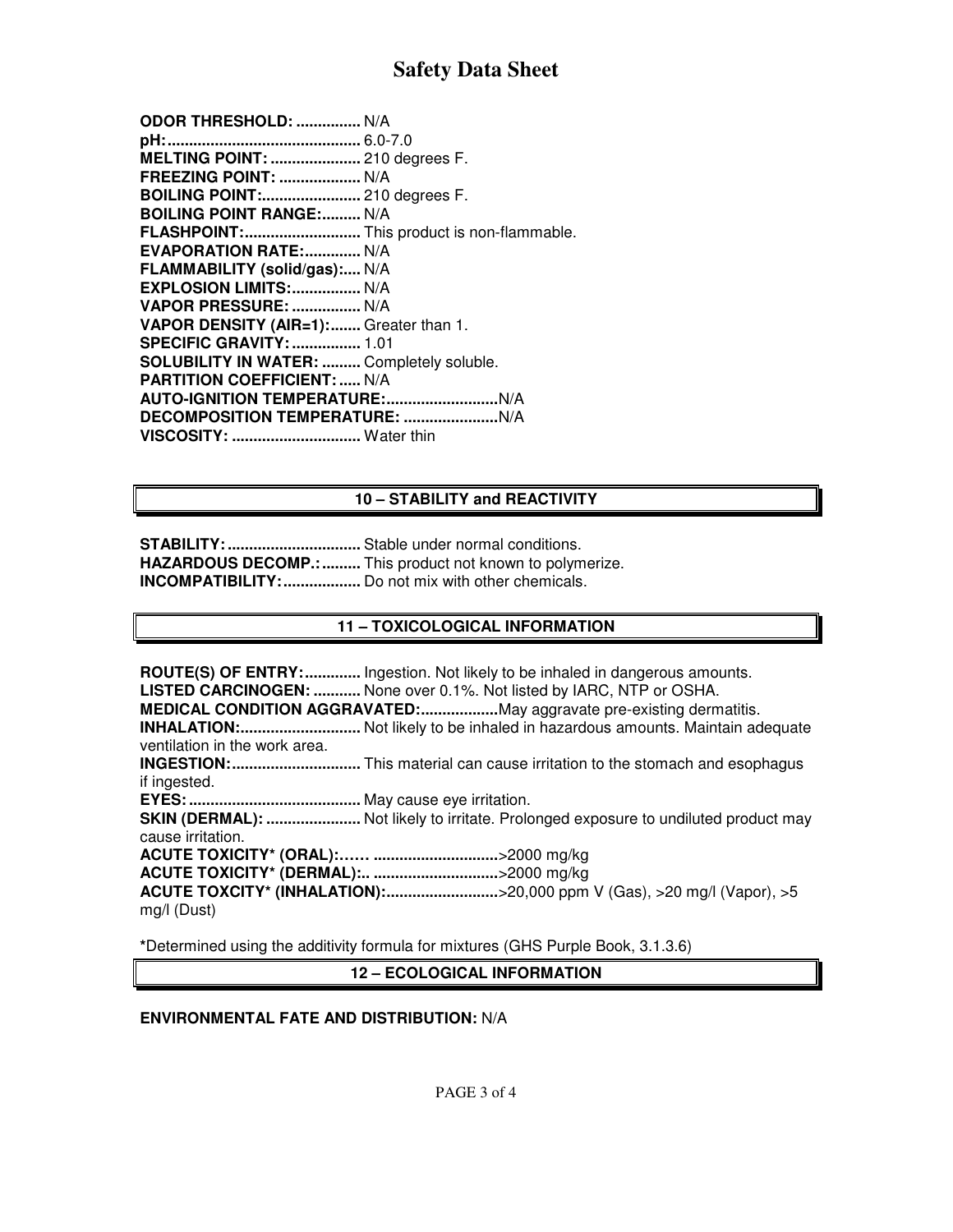**ODOR THRESHOLD:** ............... N/A
**pH:**............................................ 6.0-7.0
**MELTING POINT:** ..................... 210 degrees F.
**FREEZING POINT:** ................... N/A
**BOILING POINT:**....................... 210 degrees F.
**BOILING POINT RANGE:**......... N/A
**FLASHPOINT:**........................... This product is non-flammable.
**EVAPORATION RATE:**............. N/A
**FLAMMABILITY (solid/gas):**.... N/A
**EXPLOSION LIMITS:**................ N/A
**VAPOR PRESSURE:** ................ N/A
**VAPOR DENSITY (AIR=1):**....... Greater than 1.
**SPECIFIC GRAVITY:**................ 1.01
**SOLUBILITY IN WATER:** ......... Completely soluble.
**PARTITION COEFFICIENT:**..... N/A
**AUTO-IGNITION TEMPERATURE:**..........................N/A
**DECOMPOSITION TEMPERATURE:** ......................N/A
**VISCOSITY:** .............................. Water thin

## 10 – STABILITY and REACTIVITY

**STABILITY:**............................... Stable under normal conditions.
**HAZARDOUS DECOMP.:**......... This product not known to polymerize.
**INCOMPATIBILITY:**.................. Do not mix with other chemicals.

## 11 – TOXICOLOGICAL INFORMATION

**ROUTE(S) OF ENTRY:**............. Ingestion. Not likely to be inhaled in dangerous amounts.
**LISTED CARCINOGEN:** ........... None over 0.1%. Not listed by IARC, NTP or OSHA.
**MEDICAL CONDITION AGGRAVATED:**..................May aggravate pre-existing dermatitis.
**INHALATION:**............................ Not likely to be inhaled in hazardous amounts. Maintain adequate ventilation in the work area.
**INGESTION:**.............................. This material can cause irritation to the stomach and esophagus if ingested.
**EYES:**........................................ May cause eye irritation.
**SKIN (DERMAL):** ...................... Not likely to irritate. Prolonged exposure to undiluted product may cause irritation.
**ACUTE TOXICITY* (ORAL):**…… .............................>2000 mg/kg
**ACUTE TOXICITY* (DERMAL):**.. .............................>2000 mg/kg
**ACUTE TOXCITY* (INHALATION):**..........................>20,000 ppm V (Gas), >20 mg/l (Vapor), >5 mg/l (Dust)

***Determined using the additivity formula for mixtures (GHS Purple Book, 3.1.3.6)

## 12 – ECOLOGICAL INFORMATION

**ENVIRONMENTAL FATE AND DISTRIBUTION:** N/A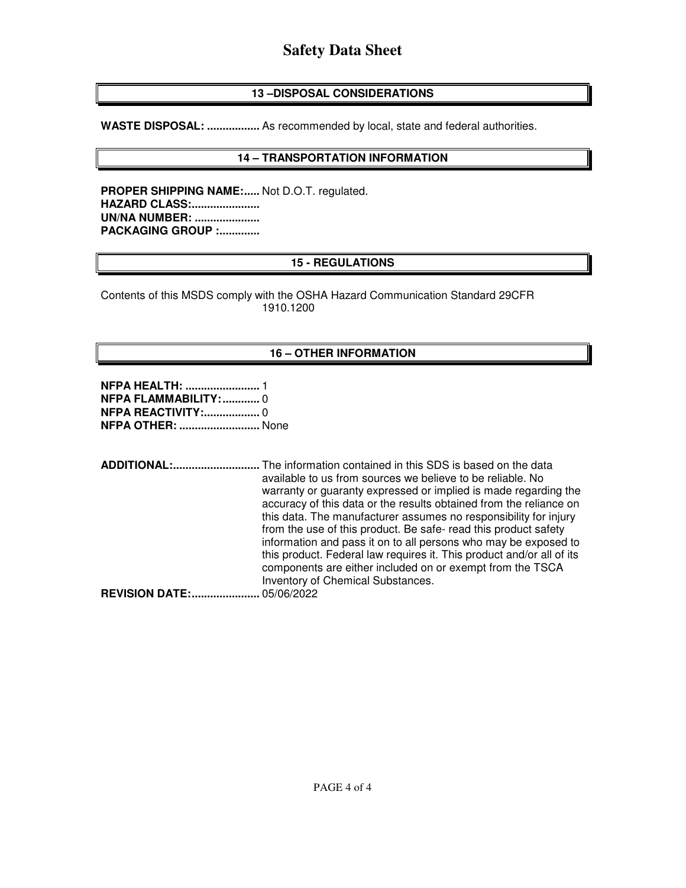# Safety Data Sheet

## 13 –DISPOSAL CONSIDERATIONS

**WASTE DISPOSAL: .................** As recommended by local, state and federal authorities.

## 14 – TRANSPORTATION INFORMATION

**PROPER SHIPPING NAME:.....** Not D.O.T. regulated.
**HAZARD CLASS:......................**
**UN/NA NUMBER: .....................**
**PACKAGING GROUP :.............**

## 15 - REGULATIONS

Contents of this MSDS comply with the OSHA Hazard Communication Standard 29CFR 1910.1200

## 16 – OTHER INFORMATION

**NFPA HEALTH: ........................** 1
**NFPA FLAMMABILITY:............** 0
**NFPA REACTIVITY:..................** 0
**NFPA OTHER: ..........................** None

**ADDITIONAL:............................** The information contained in this SDS is based on the data available to us from sources we believe to be reliable. No warranty or guaranty expressed or implied is made regarding the accuracy of this data or the results obtained from the reliance on this data. The manufacturer assumes no responsibility for injury from the use of this product. Be safe- read this product safety information and pass it on to all persons who may be exposed to this product. Federal law requires it. This product and/or all of its components are either included on or exempt from the TSCA Inventory of Chemical Substances.
**REVISION DATE:......................** 05/06/2022